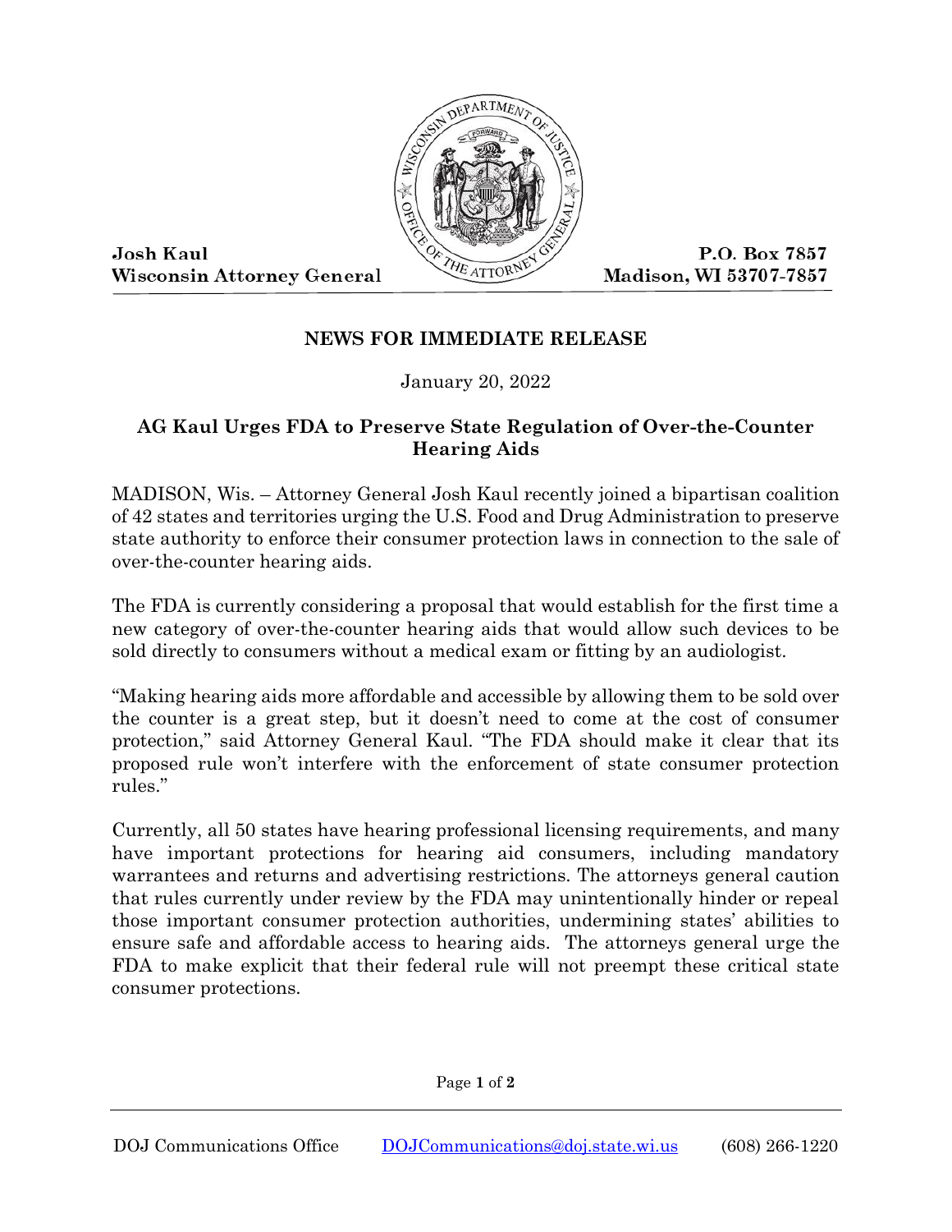Josh Kaul
Wisconsin Attorney General

P.O. Box 7857
Madison, WI 53707-7857

**NEWS FOR IMMEDIATE RELEASE**

January 20, 2022

## AG Kaul Urges FDA to Preserve State Regulation of Over-the-Counter Hearing Aids

MADISON, Wis. – Attorney General Josh Kaul recently joined a bipartisan coalition of 42 states and territories urging the U.S. Food and Drug Administration to preserve state authority to enforce their consumer protection laws in connection to the sale of over-the-counter hearing aids.

The FDA is currently considering a proposal that would establish for the first time a new category of over-the-counter hearing aids that would allow such devices to be sold directly to consumers without a medical exam or fitting by an audiologist.

"Making hearing aids more affordable and accessible by allowing them to be sold over the counter is a great step, but it doesn't need to come at the cost of consumer protection," said Attorney General Kaul. "The FDA should make it clear that its proposed rule won't interfere with the enforcement of state consumer protection rules."

Currently, all 50 states have hearing professional licensing requirements, and many have important protections for hearing aid consumers, including mandatory warrantees and returns and advertising restrictions. The attorneys general caution that rules currently under review by the FDA may unintentionally hinder or repeal those important consumer protection authorities, undermining states' abilities to ensure safe and affordable access to hearing aids. The attorneys general urge the FDA to make explicit that their federal rule will not preempt these critical state consumer protections.

DOJ Communications Office DOJCommunications@doj.state.wi.us (608) 266-1220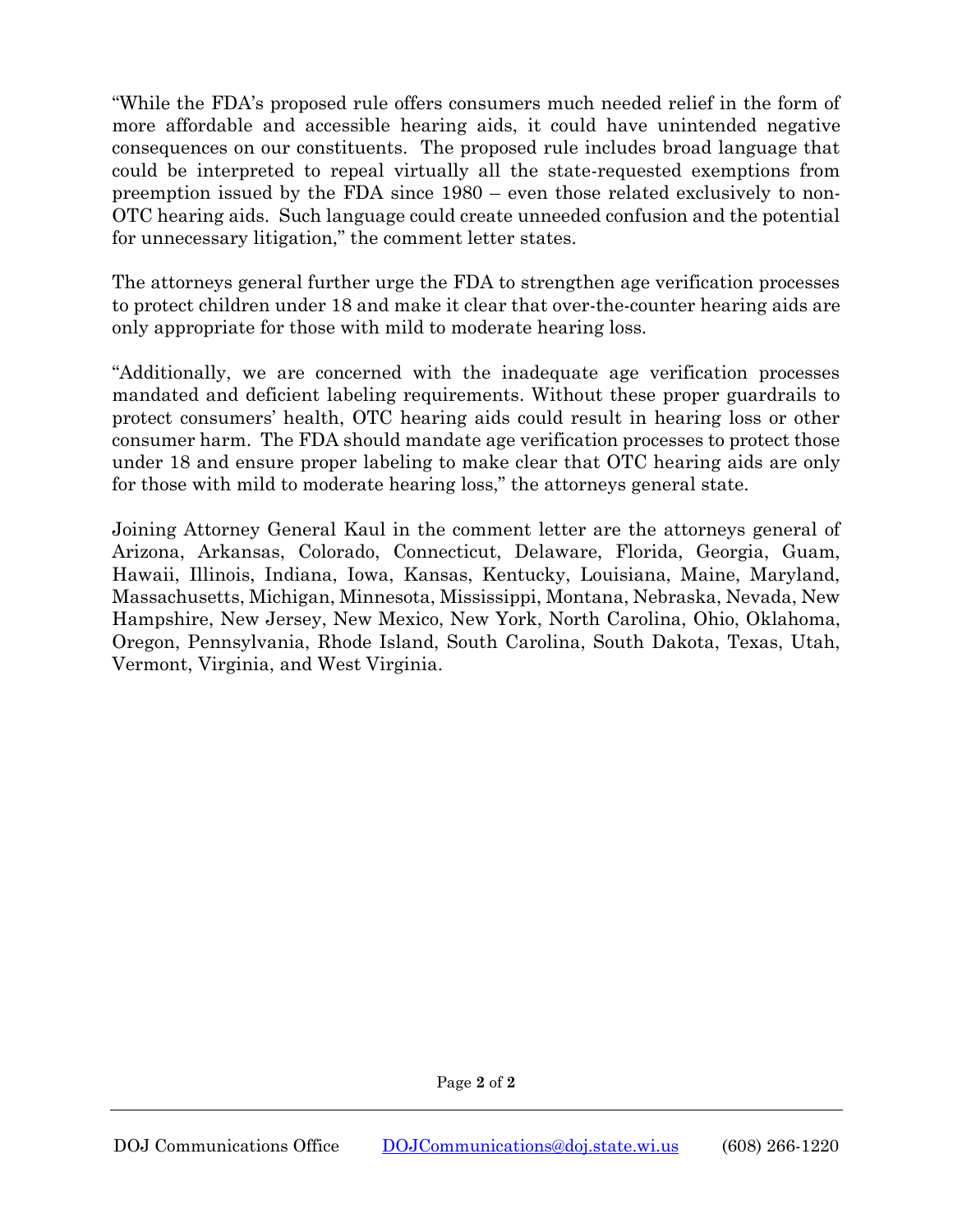"While the FDA's proposed rule offers consumers much needed relief in the form of more affordable and accessible hearing aids, it could have unintended negative consequences on our constituents. The proposed rule includes broad language that could be interpreted to repeal virtually all the state-requested exemptions from preemption issued by the FDA since 1980 – even those related exclusively to non-OTC hearing aids. Such language could create unneeded confusion and the potential for unnecessary litigation," the comment letter states.

The attorneys general further urge the FDA to strengthen age verification processes to protect children under 18 and make it clear that over-the-counter hearing aids are only appropriate for those with mild to moderate hearing loss.

"Additionally, we are concerned with the inadequate age verification processes mandated and deficient labeling requirements. Without these proper guardrails to protect consumers' health, OTC hearing aids could result in hearing loss or other consumer harm. The FDA should mandate age verification processes to protect those under 18 and ensure proper labeling to make clear that OTC hearing aids are only for those with mild to moderate hearing loss," the attorneys general state.

Joining Attorney General Kaul in the comment letter are the attorneys general of Arizona, Arkansas, Colorado, Connecticut, Delaware, Florida, Georgia, Guam, Hawaii, Illinois, Indiana, Iowa, Kansas, Kentucky, Louisiana, Maine, Maryland, Massachusetts, Michigan, Minnesota, Mississippi, Montana, Nebraska, Nevada, New Hampshire, New Jersey, New Mexico, New York, North Carolina, Ohio, Oklahoma, Oregon, Pennsylvania, Rhode Island, South Carolina, South Dakota, Texas, Utah, Vermont, Virginia, and West Virginia.

DOJ Communications Office DOJCommunications@doj.state.wi.us (608) 266-1220